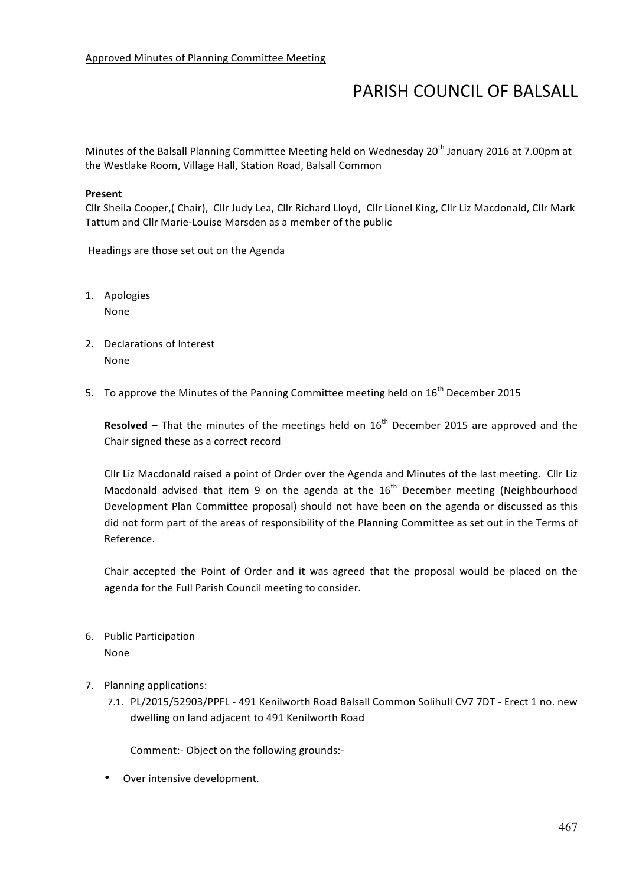Approved Minutes of Planning Committee Meeting

# PARISH COUNCIL OF BALSALL

Minutes of the Balsall Planning Committee Meeting held on Wednesday 20th January 2016 at 7.00pm at the Westlake Room, Village Hall, Station Road, Balsall Common

**Present**

Cllr Sheila Cooper,( Chair), Cllr Judy Lea, Cllr Richard Lloyd, Cllr Lionel King, Cllr Liz Macdonald, Cllr Mark Tattum and Cllr Marie-Louise Marsden as a member of the public

Headings are those set out on the Agenda

1. Apologies

   None

2. Declarations of Interest

   None

5. To approve the Minutes of the Panning Committee meeting held on 16th December 2015

   **Resolved –** That the minutes of the meetings held on 16th December 2015 are approved and the Chair signed these as a correct record

   Cllr Liz Macdonald raised a point of Order over the Agenda and Minutes of the last meeting. Cllr Liz Macdonald advised that item 9 on the agenda at the 16th December meeting (Neighbourhood Development Plan Committee proposal) should not have been on the agenda or discussed as this did not form part of the areas of responsibility of the Planning Committee as set out in the Terms of Reference.

   Chair accepted the Point of Order and it was agreed that the proposal would be placed on the agenda for the Full Parish Council meeting to consider.

6. Public Participation

   None

7. Planning applications:

   7.1. PL/2015/52903/PPFL - 491 Kenilworth Road Balsall Common Solihull CV7 7DT - Erect 1 no. new dwelling on land adjacent to 491 Kenilworth Road

   Comment:- Object on the following grounds:-

   - Over intensive development.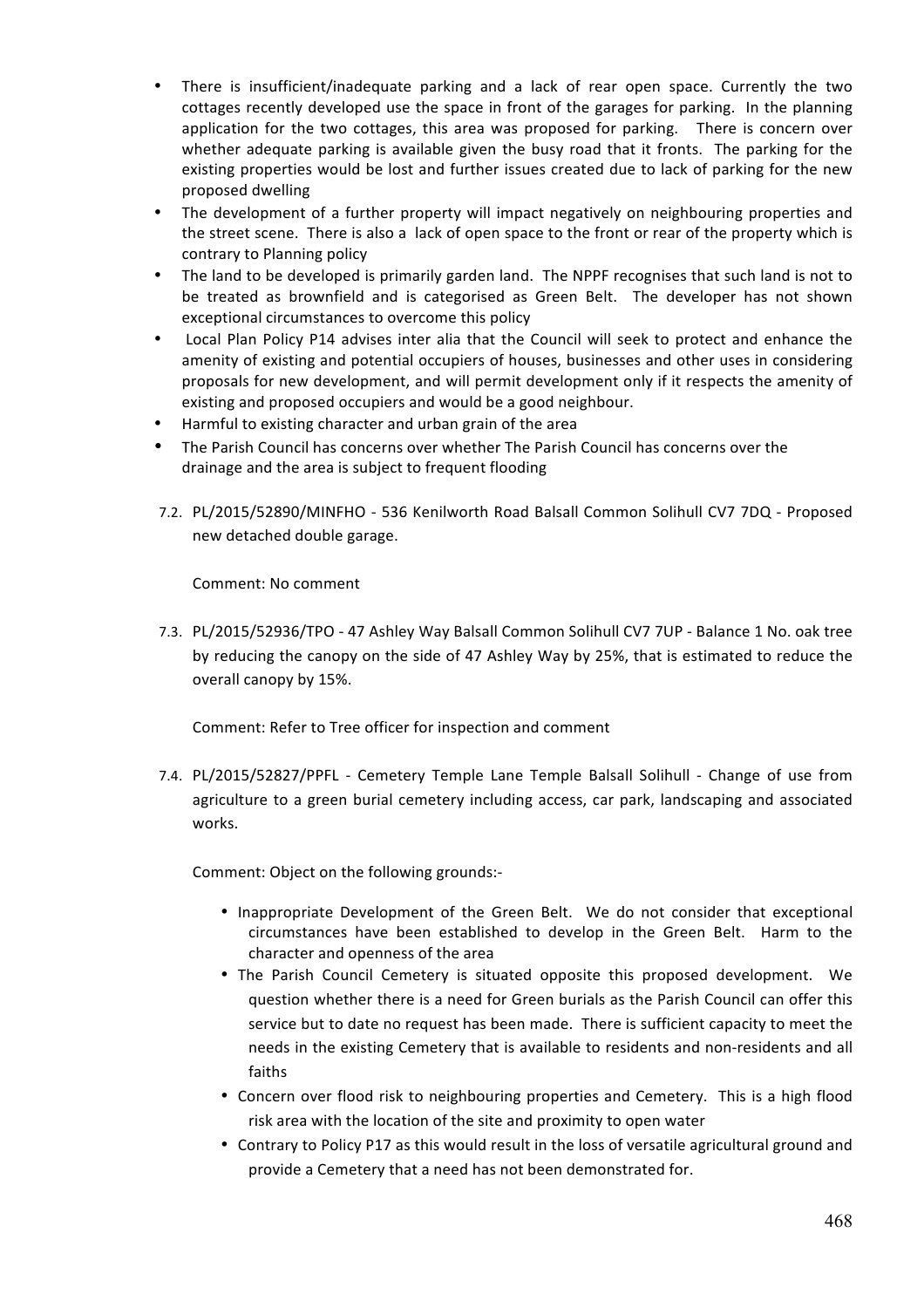- There is insufficient/inadequate parking and a lack of rear open space. Currently the two cottages recently developed use the space in front of the garages for parking. In the planning application for the two cottages, this area was proposed for parking. There is concern over whether adequate parking is available given the busy road that it fronts. The parking for the existing properties would be lost and further issues created due to lack of parking for the new proposed dwelling
- The development of a further property will impact negatively on neighbouring properties and the street scene. There is also a lack of open space to the front or rear of the property which is contrary to Planning policy
- The land to be developed is primarily garden land. The NPPF recognises that such land is not to be treated as brownfield and is categorised as Green Belt. The developer has not shown exceptional circumstances to overcome this policy
- Local Plan Policy P14 advises inter alia that the Council will seek to protect and enhance the amenity of existing and potential occupiers of houses, businesses and other uses in considering proposals for new development, and will permit development only if it respects the amenity of existing and proposed occupiers and would be a good neighbour.
- Harmful to existing character and urban grain of the area
- The Parish Council has concerns over whether The Parish Council has concerns over the drainage and the area is subject to frequent flooding

7.2. PL/2015/52890/MINFHO - 536 Kenilworth Road Balsall Common Solihull CV7 7DQ - Proposed new detached double garage.

Comment: No comment

7.3. PL/2015/52936/TPO - 47 Ashley Way Balsall Common Solihull CV7 7UP - Balance 1 No. oak tree by reducing the canopy on the side of 47 Ashley Way by 25%, that is estimated to reduce the overall canopy by 15%.

Comment: Refer to Tree officer for inspection and comment

7.4. PL/2015/52827/PPFL - Cemetery Temple Lane Temple Balsall Solihull - Change of use from agriculture to a green burial cemetery including access, car park, landscaping and associated works.

Comment: Object on the following grounds:-

- Inappropriate Development of the Green Belt. We do not consider that exceptional circumstances have been established to develop in the Green Belt. Harm to the character and openness of the area
- The Parish Council Cemetery is situated opposite this proposed development. We question whether there is a need for Green burials as the Parish Council can offer this service but to date no request has been made. There is sufficient capacity to meet the needs in the existing Cemetery that is available to residents and non-residents and all faiths
- Concern over flood risk to neighbouring properties and Cemetery. This is a high flood risk area with the location of the site and proximity to open water
- Contrary to Policy P17 as this would result in the loss of versatile agricultural ground and provide a Cemetery that a need has not been demonstrated for.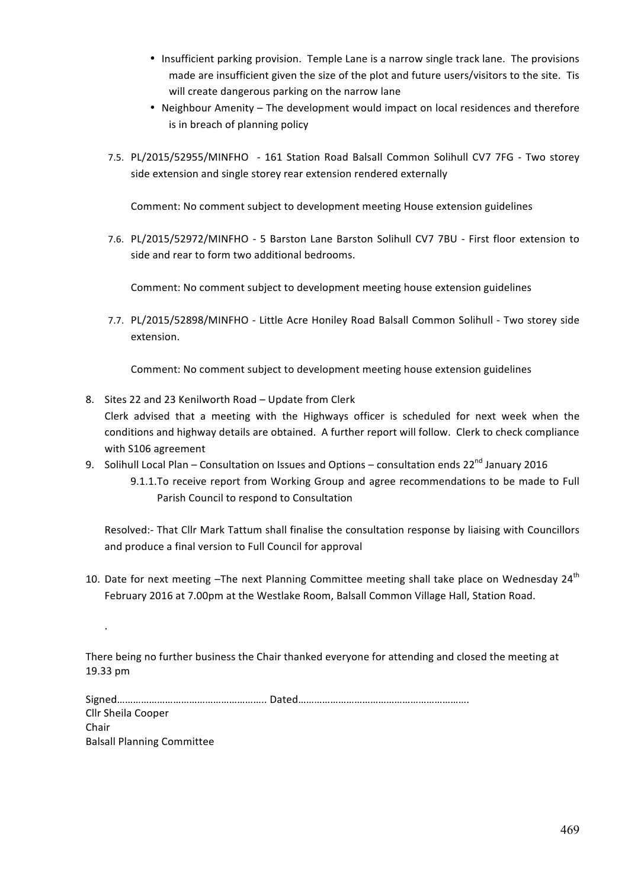- Insufficient parking provision. Temple Lane is a narrow single track lane. The provisions made are insufficient given the size of the plot and future users/visitors to the site. Tis will create dangerous parking on the narrow lane
- Neighbour Amenity – The development would impact on local residences and therefore is in breach of planning policy

7.5. PL/2015/52955/MINFHO - 161 Station Road Balsall Common Solihull CV7 7FG - Two storey side extension and single storey rear extension rendered externally

Comment: No comment subject to development meeting House extension guidelines

7.6. PL/2015/52972/MINFHO - 5 Barston Lane Barston Solihull CV7 7BU - First floor extension to side and rear to form two additional bedrooms.

Comment: No comment subject to development meeting house extension guidelines

7.7. PL/2015/52898/MINFHO - Little Acre Honiley Road Balsall Common Solihull - Two storey side extension.

Comment: No comment subject to development meeting house extension guidelines

8. Sites 22 and 23 Kenilworth Road – Update from Clerk
   Clerk advised that a meeting with the Highways officer is scheduled for next week when the conditions and highway details are obtained. A further report will follow. Clerk to check compliance with S106 agreement
9. Solihull Local Plan – Consultation on Issues and Options – consultation ends 22nd January 2016
   9.1.1. To receive report from Working Group and agree recommendations to be made to Full Parish Council to respond to Consultation

   Resolved:- That Cllr Mark Tattum shall finalise the consultation response by liaising with Councillors and produce a final version to Full Council for approval

10. Date for next meeting –The next Planning Committee meeting shall take place on Wednesday 24th February 2016 at 7.00pm at the Westlake Room, Balsall Common Village Hall, Station Road.

.

There being no further business the Chair thanked everyone for attending and closed the meeting at 19.33 pm

Signed………………………………………………. Dated……………………………………………………….
Cllr Sheila Cooper
Chair
Balsall Planning Committee